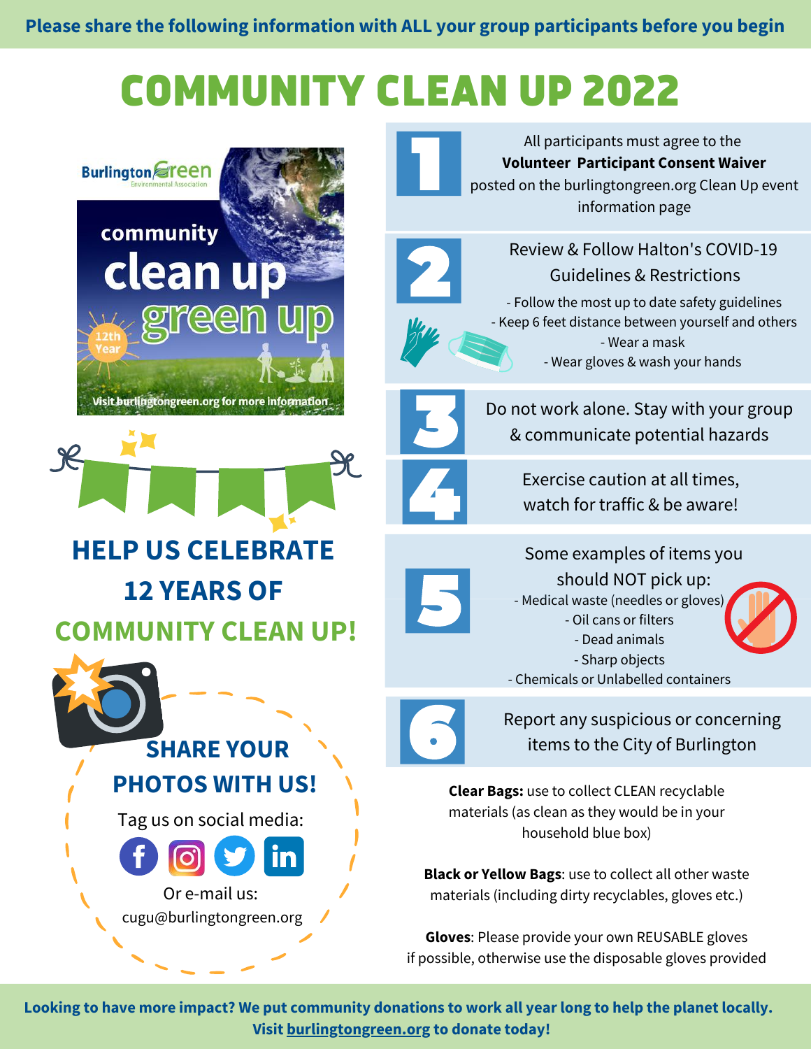**Please share the following information with ALL your group participants before you begin**

# COMMUNITY CLEAN UP 2022

Burlington Green Environmental Association

community clean up green up

12th Year

Visit burlingtongreen.org for more information

## HELP US CELEBRATE 12 YEARS OF COMMUNITY CLEAN UP!

## SHARE YOUR PHOTOS WITH US!

Tag us on social media:

Or e-mail us: cugu@burlingtongreen.org

1. All participants must agree to the **Volunteer Participant Consent Waiver** posted on the burlingtongreen.org Clean Up event information page

2. Review & Follow Halton's COVID-19 Guidelines & Restrictions
   - Follow the most up to date safety guidelines
   - Keep 6 feet distance between yourself and others
   - Wear a mask
   - Wear gloves & wash your hands

3. Do not work alone. Stay with your group & communicate potential hazards

4. Exercise caution at all times, watch for traffic & be aware!

5. Some examples of items you should NOT pick up:
   - Medical waste (needles or gloves)
   - Oil cans or filters
   - Dead animals
   - Sharp objects
   - Chemicals or Unlabelled containers

6. Report any suspicious or concerning items to the City of Burlington

**Clear Bags:** use to collect CLEAN recyclable materials (as clean as they would be in your household blue box)

**Black or Yellow Bags**: use to collect all other waste materials (including dirty recyclables, gloves etc.)

**Gloves**: Please provide your own REUSABLE gloves if possible, otherwise use the disposable gloves provided

**Looking to have more impact? We put community donations to work all year long to help the planet locally. Visit burlingtongreen.org to donate today!**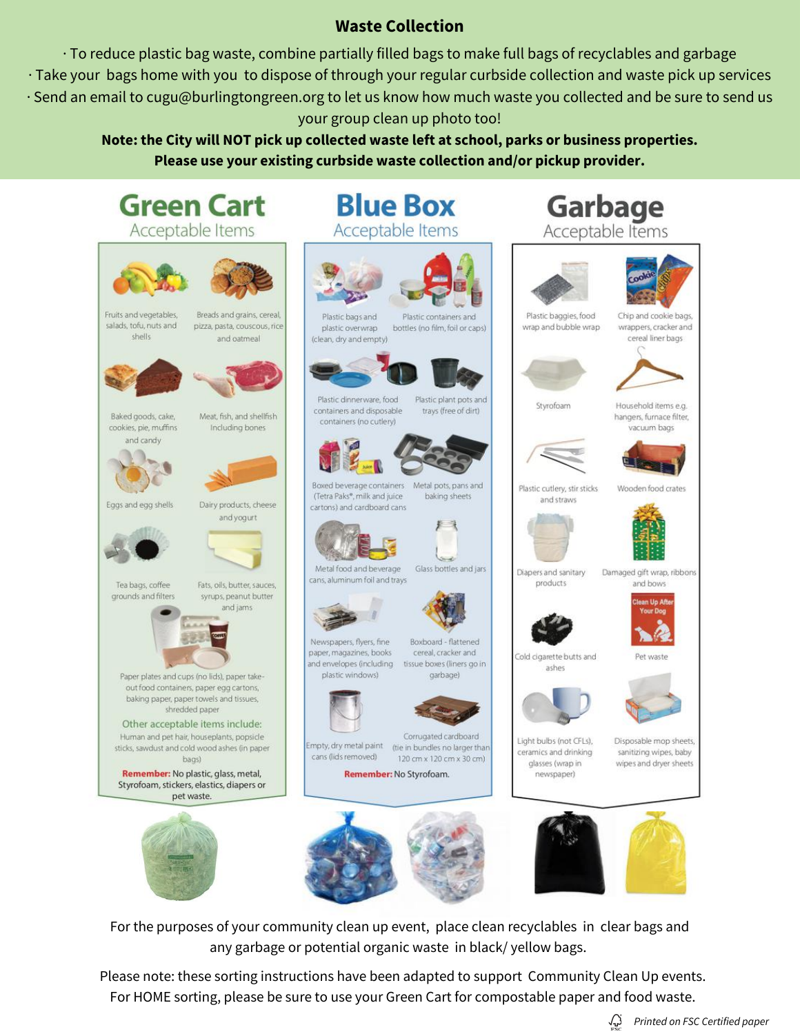## Waste Collection

- To reduce plastic bag waste, combine partially filled bags to make full bags of recyclables and garbage
- Take your bags home with you to dispose of through your regular curbside collection and waste pick up services
- Send an email to cugu@burlingtongreen.org to let us know how much waste you collected and be sure to send us your group clean up photo too!

**Note: the City will NOT pick up collected waste left at school, parks or business properties. Please use your existing curbside waste collection and/or pickup provider.**

## Green Cart

### Acceptable Items

- Fruits and vegetables, salads, tofu, nuts and shells
- Breads and grains, cereal, pizza, pasta, couscous, rice and oatmeal
- Baked goods, cake, cookies, pie, muffins and candy
- Meat, fish, and shellfish Including bones
- Eggs and egg shells
- Dairy products, cheese and yogurt
- Tea bags, coffee grounds and filters
- Fats, oils, butter, sauces, syrups, peanut butter and jams
- Paper plates and cups (no lids), paper take-out food containers, paper egg cartons, baking paper, paper towels and tissues, shredded paper

Other acceptable items include:

Human and pet hair, houseplants, popsicle sticks, sawdust and cold wood ashes (in paper bags)

**Remember:** No plastic, glass, metal, Styrofoam, stickers, elastics, diapers or pet waste.

## Blue Box

### Acceptable Items

- Plastic bags and plastic overwrap (clean, dry and empty)
- Plastic containers and bottles (no film, foil or caps)
- Plastic dinnerware, food containers and disposable containers (no cutlery)
- Plastic plant pots and trays (free of dirt)
- Boxed beverage containers (Tetra Paks®, milk and juice cartons) and cardboard cans
- Metal pots, pans and baking sheets
- Metal food and beverage cans, aluminum foil and trays
- Glass bottles and jars
- Newspapers, flyers, fine paper, magazines, books and envelopes (including plastic windows)
- Boxboard - flattened cereal, cracker and tissue boxes (liners go in garbage)
- Empty, dry metal paint cans (lids removed)
- Corrugated cardboard (tie in bundles no larger than 120 cm x 120 cm x 30 cm)

**Remember:** No Styrofoam.

## Garbage

### Acceptable Items

- Plastic baggies, food wrap and bubble wrap
- Chip and cookie bags, wrappers, cracker and cereal liner bags
- Styrofoam
- Household items e.g. hangers, furnace filter, vacuum bags
- Plastic cutlery, stir sticks and straws
- Wooden food crates
- Diapers and sanitary products
- Damaged gift wrap, ribbons and bows
- Cold cigarette butts and ashes
- Pet waste
- Light bulbs (not CFLs), ceramics and drinking glasses (wrap in newspaper)
- Disposable mop sheets, sanitizing wipes, baby wipes and dryer sheets

For the purposes of your community clean up event, place clean recyclables in clear bags and any garbage or potential organic waste in black/ yellow bags.

Please note: these sorting instructions have been adapted to support Community Clean Up events. For HOME sorting, please be sure to use your Green Cart for compostable paper and food waste.

*Printed on FSC Certified paper*